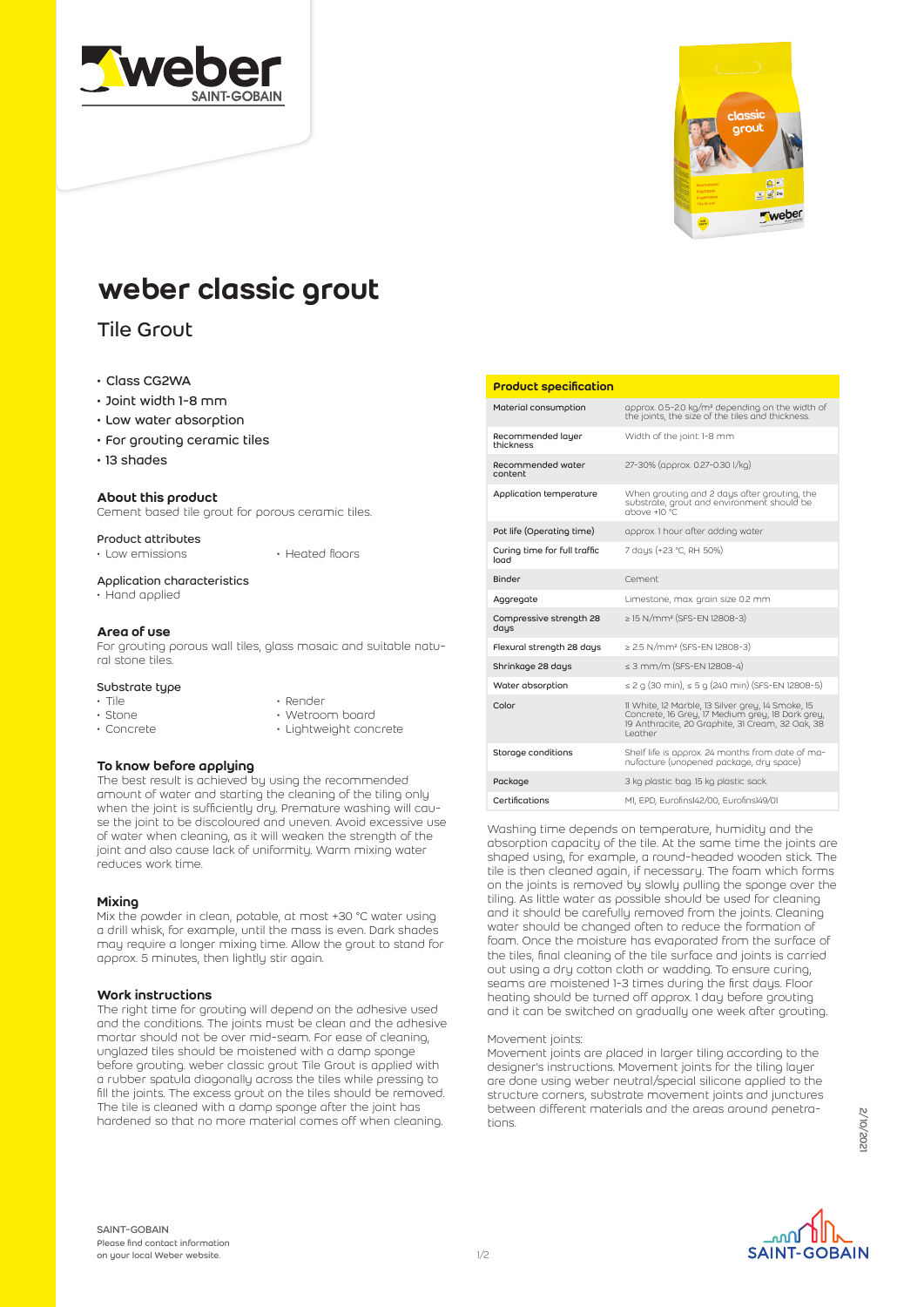# weber classic grout

## Tile Grout

- Class CG2WA
- Joint width 1-8 mm
- Low water absorption
- For grouting ceramic tiles
- 13 shades

### About this product

Cement based tile grout for porous ceramic tiles.

#### Product attributes

- Low emissions
- Heated floors

#### Application characteristics

- Hand applied

### Area of use

For grouting porous wall tiles, glass mosaic and suitable natural stone tiles.

#### Substrate type

- Tile
- Stone
- Concrete
- Render
- Wetroom board
- Lightweight concrete

### To know before applying

The best result is achieved by using the recommended amount of water and starting the cleaning of the tiling only when the joint is sufficiently dry. Premature washing will cause the joint to be discoloured and uneven. Avoid excessive use of water when cleaning, as it will weaken the strength of the joint and also cause lack of uniformity. Warm mixing water reduces work time.

### Mixing

Mix the powder in clean, potable, at most +30 °C water using a drill whisk, for example, until the mass is even. Dark shades may require a longer mixing time. Allow the grout to stand for approx. 5 minutes, then lightly stir again.

### Work instructions

The right time for grouting will depend on the adhesive used and the conditions. The joints must be clean and the adhesive mortar should not be over mid-seam. For ease of cleaning, unglazed tiles should be moistened with a damp sponge before grouting. weber classic grout Tile Grout is applied with a rubber spatula diagonally across the tiles while pressing to fill the joints. The excess grout on the tiles should be removed. The tile is cleaned with a damp sponge after the joint has hardened so that no more material comes off when cleaning.

| Product specification | |
|---|---|
| Material consumption | approx. 0.5-2.0 kg/m² depending on the width of the joints, the size of the tiles and thickness. |
| Recommended layer thickness | Width of the joint: 1-8 mm |
| Recommended water content | 27-30% (approx. 0.27-0.30 l/kg) |
| Application temperature | When grouting and 2 days after grouting, the substrate, grout and environment should be above +10 °C |
| Pot life (Operating time) | approx. 1 hour after adding water |
| Curing time for full traffic load | 7 days (+23 °C, RH 50%) |
| Binder | Cement |
| Aggregate | Limestone, max. grain size 0.2 mm |
| Compressive strength 28 days | ≥ 15 N/mm² (SFS-EN 12808-3) |
| Flexural strength 28 days | ≥ 2.5 N/mm² (SFS-EN 12808-3) |
| Shrinkage 28 days | ≤ 3 mm/m (SFS-EN 12808-4) |
| Water absorption | ≤ 2 g (30 min), ≤ 5 g (240 min) (SFS-EN 12808-5) |
| Color | 11 White, 12 Marble, 13 Silver grey, 14 Smoke, 15 Concrete, 16 Grey, 17 Medium grey, 18 Dark grey, 19 Anthracite, 20 Graphite, 31 Cream, 32 Oak, 38 Leather |
| Storage conditions | Shelf life is approx. 24 months from date of manufacture (unopened package, dry space) |
| Package | 3 kg plastic bag. 15 kg plastic sack. |
| Certifications | M1, EPD, Eurofins142/00, Eurofins149/01 |

Washing time depends on temperature, humidity and the absorption capacity of the tile. At the same time the joints are shaped using, for example, a round-headed wooden stick. The tile is then cleaned again, if necessary. The foam which forms on the joints is removed by slowly pulling the sponge over the tiling. As little water as possible should be used for cleaning and it should be carefully removed from the joints. Cleaning water should be changed often to reduce the formation of foam. Once the moisture has evaporated from the surface of the tiles, final cleaning of the tile surface and joints is carried out using a dry cotton cloth or wadding. To ensure curing, seams are moistened 1-3 times during the first days. Floor heating should be turned off approx. 1 day before grouting and it can be switched on gradually one week after grouting.

Movement joints:
Movement joints are placed in larger tiling according to the designer's instructions. Movement joints for the tiling layer are done using weber neutral/special silicone applied to the structure corners, substrate movement joints and junctures between different materials and the areas around penetrations.

SAINT-GOBAIN
Please find contact information on your local Weber website.

2/10/2021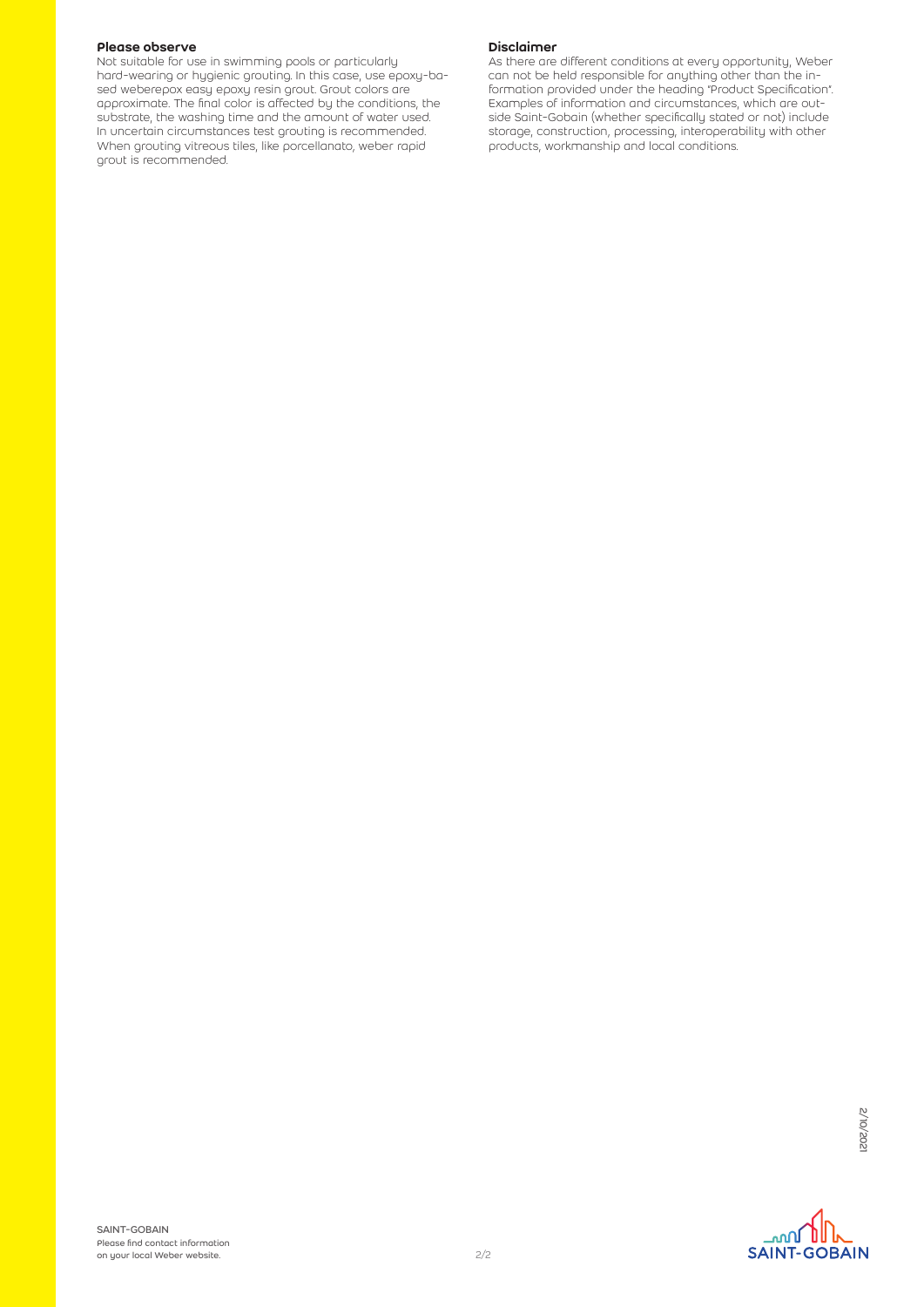## Please observe

Not suitable for use in swimming pools or particularly hard-wearing or hygienic grouting. In this case, use epoxy-based weberepox easy epoxy resin grout. Grout colors are approximate. The final color is affected by the conditions, the substrate, the washing time and the amount of water used. In uncertain circumstances test grouting is recommended. When grouting vitreous tiles, like porcellanato, weber rapid grout is recommended.

## Disclaimer

As there are different conditions at every opportunity, Weber can not be held responsible for anything other than the information provided under the heading "Product Specification". Examples of information and circumstances, which are outside Saint-Gobain (whether specifically stated or not) include storage, construction, processing, interoperability with other products, workmanship and local conditions.

2/10/2021

SAINT-GOBAIN
Please find contact information on your local Weber website.